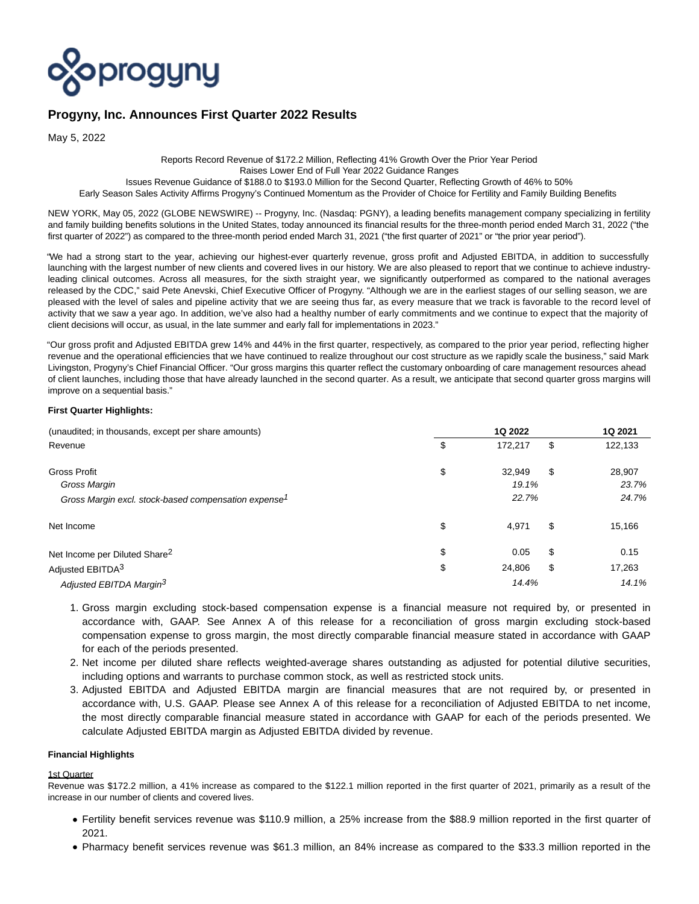# Progyny, Inc. Announces First Quarter 2022 Results

May 5, 2022

Reports Record Revenue of $172.2 Million, Reflecting 41% Growth Over the Prior Year Period
Raises Lower End of Full Year 2022 Guidance Ranges
Issues Revenue Guidance of $188.0 to $193.0 Million for the Second Quarter, Reflecting Growth of 46% to 50%
Early Season Sales Activity Affirms Progyny's Continued Momentum as the Provider of Choice for Fertility and Family Building Benefits

NEW YORK, May 05, 2022 (GLOBE NEWSWIRE) -- Progyny, Inc. (Nasdaq: PGNY), a leading benefits management company specializing in fertility and family building benefits solutions in the United States, today announced its financial results for the three-month period ended March 31, 2022 ("the first quarter of 2022") as compared to the three-month period ended March 31, 2021 ("the first quarter of 2021" or "the prior year period").

"We had a strong start to the year, achieving our highest-ever quarterly revenue, gross profit and Adjusted EBITDA, in addition to successfully launching with the largest number of new clients and covered lives in our history. We are also pleased to report that we continue to achieve industry-leading clinical outcomes. Across all measures, for the sixth straight year, we significantly outperformed as compared to the national averages released by the CDC," said Pete Anevski, Chief Executive Officer of Progyny. "Although we are in the earliest stages of our selling season, we are pleased with the level of sales and pipeline activity that we are seeing thus far, as every measure that we track is favorable to the record level of activity that we saw a year ago. In addition, we've also had a healthy number of early commitments and we continue to expect that the majority of client decisions will occur, as usual, in the late summer and early fall for implementations in 2023."

"Our gross profit and Adjusted EBITDA grew 14% and 44% in the first quarter, respectively, as compared to the prior year period, reflecting higher revenue and the operational efficiencies that we have continued to realize throughout our cost structure as we rapidly scale the business," said Mark Livingston, Progyny's Chief Financial Officer. "Our gross margins this quarter reflect the customary onboarding of care management resources ahead of client launches, including those that have already launched in the second quarter. As a result, we anticipate that second quarter gross margins will improve on a sequential basis."

**First Quarter Highlights:**

| (unaudited; in thousands, except per share amounts) | | 1Q 2022 | | 1Q 2021 |
|---|---|---|---|---|
| Revenue | $ | 172,217 | $ | 122,133 |
| Gross Profit | $ | 32,949 | $ | 28,907 |
| *Gross Margin* | | *19.1%* | | *23.7%* |
| *Gross Margin excl. stock-based compensation expense*[1] | | *22.7%* | | *24.7%* |
| Net Income | $ | 4,971 | $ | 15,166 |
| Net Income per Diluted Share[2] | $ | 0.05 | $ | 0.15 |
| Adjusted EBITDA[3] | $ | 24,806 | $ | 17,263 |
| *Adjusted EBITDA Margin*[3] | | *14.4%* | | *14.1%* |

1. Gross margin excluding stock-based compensation expense is a financial measure not required by, or presented in accordance with, GAAP. See Annex A of this release for a reconciliation of gross margin excluding stock-based compensation expense to gross margin, the most directly comparable financial measure stated in accordance with GAAP for each of the periods presented.
2. Net income per diluted share reflects weighted-average shares outstanding as adjusted for potential dilutive securities, including options and warrants to purchase common stock, as well as restricted stock units.
3. Adjusted EBITDA and Adjusted EBITDA margin are financial measures that are not required by, or presented in accordance with, U.S. GAAP. Please see Annex A of this release for a reconciliation of Adjusted EBITDA to net income, the most directly comparable financial measure stated in accordance with GAAP for each of the periods presented. We calculate Adjusted EBITDA margin as Adjusted EBITDA divided by revenue.

**Financial Highlights**

1st Quarter

Revenue was $172.2 million, a 41% increase as compared to the $122.1 million reported in the first quarter of 2021, primarily as a result of the increase in our number of clients and covered lives.

- Fertility benefit services revenue was $110.9 million, a 25% increase from the $88.9 million reported in the first quarter of 2021.
- Pharmacy benefit services revenue was $61.3 million, an 84% increase as compared to the $33.3 million reported in the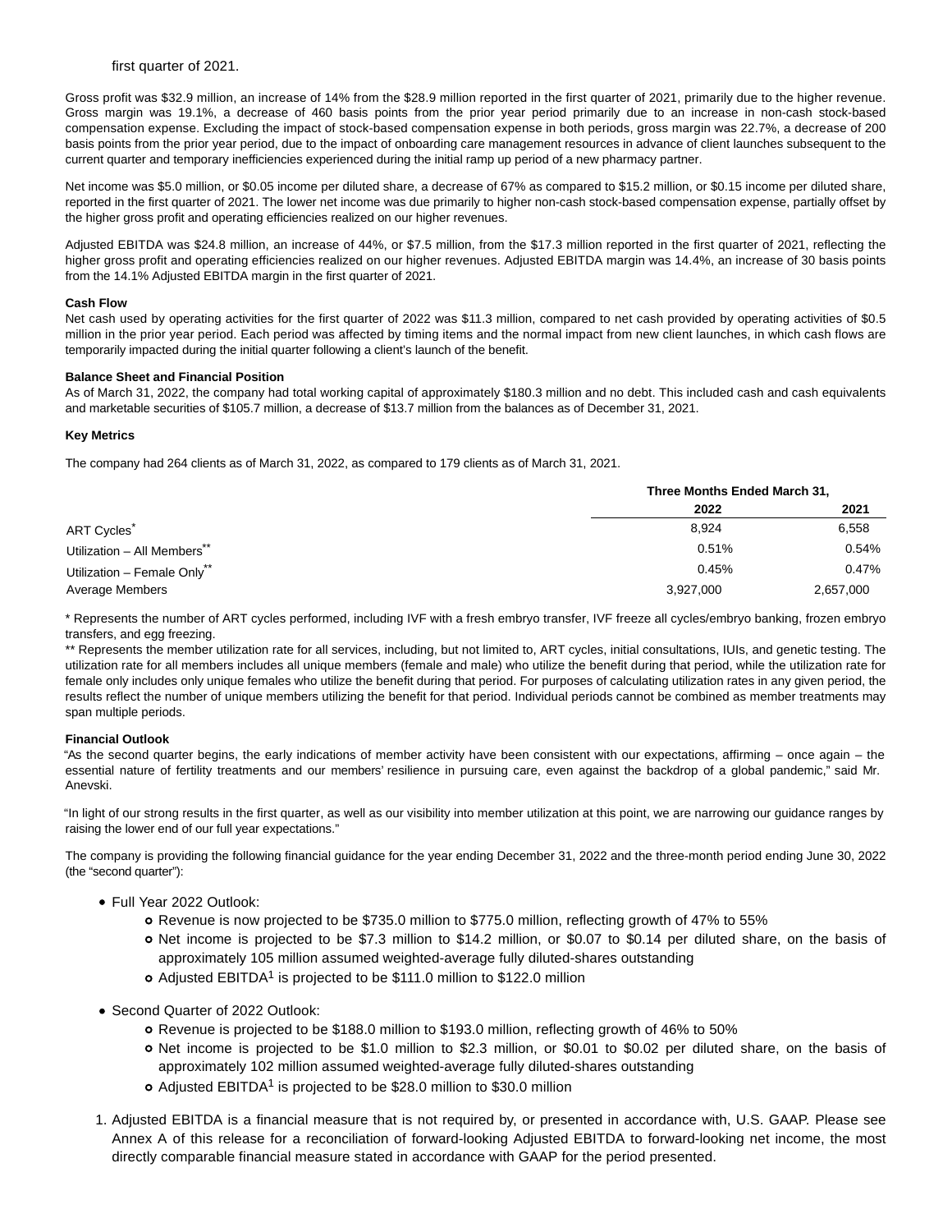first quarter of 2021.

Gross profit was $32.9 million, an increase of 14% from the $28.9 million reported in the first quarter of 2021, primarily due to the higher revenue. Gross margin was 19.1%, a decrease of 460 basis points from the prior year period primarily due to an increase in non-cash stock-based compensation expense. Excluding the impact of stock-based compensation expense in both periods, gross margin was 22.7%, a decrease of 200 basis points from the prior year period, due to the impact of onboarding care management resources in advance of client launches subsequent to the current quarter and temporary inefficiencies experienced during the initial ramp up period of a new pharmacy partner.

Net income was $5.0 million, or $0.05 income per diluted share, a decrease of 67% as compared to $15.2 million, or $0.15 income per diluted share, reported in the first quarter of 2021. The lower net income was due primarily to higher non-cash stock-based compensation expense, partially offset by the higher gross profit and operating efficiencies realized on our higher revenues.

Adjusted EBITDA was $24.8 million, an increase of 44%, or $7.5 million, from the $17.3 million reported in the first quarter of 2021, reflecting the higher gross profit and operating efficiencies realized on our higher revenues. Adjusted EBITDA margin was 14.4%, an increase of 30 basis points from the 14.1% Adjusted EBITDA margin in the first quarter of 2021.

**Cash Flow**

Net cash used by operating activities for the first quarter of 2022 was $11.3 million, compared to net cash provided by operating activities of $0.5 million in the prior year period. Each period was affected by timing items and the normal impact from new client launches, in which cash flows are temporarily impacted during the initial quarter following a client's launch of the benefit.

**Balance Sheet and Financial Position**

As of March 31, 2022, the company had total working capital of approximately $180.3 million and no debt. This included cash and cash equivalents and marketable securities of $105.7 million, a decrease of $13.7 million from the balances as of December 31, 2021.

**Key Metrics**

The company had 264 clients as of March 31, 2022, as compared to 179 clients as of March 31, 2021.

| | Three Months Ended March 31, | |
|---|---|---|
| | 2022 | 2021 |
| ART Cycles* | 8,924 | 6,558 |
| Utilization – All Members** | 0.51% | 0.54% |
| Utilization – Female Only** | 0.45% | 0.47% |
| Average Members | 3,927,000 | 2,657,000 |

* Represents the number of ART cycles performed, including IVF with a fresh embryo transfer, IVF freeze all cycles/embryo banking, frozen embryo transfers, and egg freezing.

** Represents the member utilization rate for all services, including, but not limited to, ART cycles, initial consultations, IUIs, and genetic testing. The utilization rate for all members includes all unique members (female and male) who utilize the benefit during that period, while the utilization rate for female only includes only unique females who utilize the benefit during that period. For purposes of calculating utilization rates in any given period, the results reflect the number of unique members utilizing the benefit for that period. Individual periods cannot be combined as member treatments may span multiple periods.

**Financial Outlook**

"As the second quarter begins, the early indications of member activity have been consistent with our expectations, affirming – once again – the essential nature of fertility treatments and our members' resilience in pursuing care, even against the backdrop of a global pandemic," said Mr. Anevski.

"In light of our strong results in the first quarter, as well as our visibility into member utilization at this point, we are narrowing our guidance ranges by raising the lower end of our full year expectations."

The company is providing the following financial guidance for the year ending December 31, 2022 and the three-month period ending June 30, 2022 (the "second quarter"):

- Full Year 2022 Outlook:
  - Revenue is now projected to be $735.0 million to $775.0 million, reflecting growth of 47% to 55%
  - Net income is projected to be $7.3 million to $14.2 million, or $0.07 to $0.14 per diluted share, on the basis of approximately 105 million assumed weighted-average fully diluted-shares outstanding
  - Adjusted EBITDA[1] is projected to be $111.0 million to $122.0 million
- Second Quarter of 2022 Outlook:
  - Revenue is projected to be $188.0 million to $193.0 million, reflecting growth of 46% to 50%
  - Net income is projected to be $1.0 million to $2.3 million, or $0.01 to $0.02 per diluted share, on the basis of approximately 102 million assumed weighted-average fully diluted-shares outstanding
  - Adjusted EBITDA[1] is projected to be $28.0 million to $30.0 million

1. Adjusted EBITDA is a financial measure that is not required by, or presented in accordance with, U.S. GAAP. Please see Annex A of this release for a reconciliation of forward-looking Adjusted EBITDA to forward-looking net income, the most directly comparable financial measure stated in accordance with GAAP for the period presented.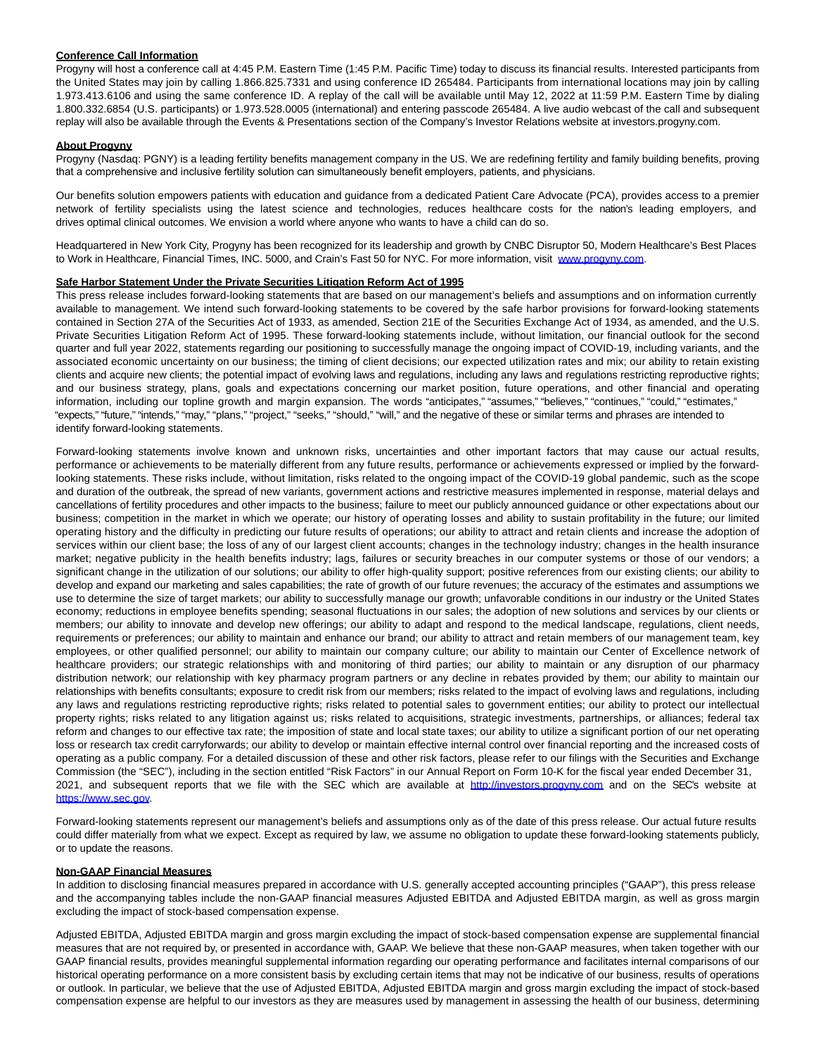**Conference Call Information**

Progyny will host a conference call at 4:45 P.M. Eastern Time (1:45 P.M. Pacific Time) today to discuss its financial results. Interested participants from the United States may join by calling 1.866.825.7331 and using conference ID 265484. Participants from international locations may join by calling 1.973.413.6106 and using the same conference ID. A replay of the call will be available until May 12, 2022 at 11:59 P.M. Eastern Time by dialing 1.800.332.6854 (U.S. participants) or 1.973.528.0005 (international) and entering passcode 265484. A live audio webcast of the call and subsequent replay will also be available through the Events & Presentations section of the Company's Investor Relations website at investors.progyny.com.

**About Progyny**

Progyny (Nasdaq: PGNY) is a leading fertility benefits management company in the US. We are redefining fertility and family building benefits, proving that a comprehensive and inclusive fertility solution can simultaneously benefit employers, patients, and physicians.

Our benefits solution empowers patients with education and guidance from a dedicated Patient Care Advocate (PCA), provides access to a premier network of fertility specialists using the latest science and technologies, reduces healthcare costs for the nation's leading employers, and drives optimal clinical outcomes. We envision a world where anyone who wants to have a child can do so.

Headquartered in New York City, Progyny has been recognized for its leadership and growth by CNBC Disruptor 50, Modern Healthcare's Best Places to Work in Healthcare, Financial Times, INC. 5000, and Crain's Fast 50 for NYC. For more information, visit www.progyny.com.

**Safe Harbor Statement Under the Private Securities Litigation Reform Act of 1995**

This press release includes forward-looking statements that are based on our management's beliefs and assumptions and on information currently available to management. We intend such forward-looking statements to be covered by the safe harbor provisions for forward-looking statements contained in Section 27A of the Securities Act of 1933, as amended, Section 21E of the Securities Exchange Act of 1934, as amended, and the U.S. Private Securities Litigation Reform Act of 1995. These forward-looking statements include, without limitation, our financial outlook for the second quarter and full year 2022, statements regarding our positioning to successfully manage the ongoing impact of COVID-19, including variants, and the associated economic uncertainty on our business; the timing of client decisions; our expected utilization rates and mix; our ability to retain existing clients and acquire new clients; the potential impact of evolving laws and regulations, including any laws and regulations restricting reproductive rights; and our business strategy, plans, goals and expectations concerning our market position, future operations, and other financial and operating information, including our topline growth and margin expansion. The words "anticipates," "assumes," "believes," "continues," "could," "estimates," "expects," "future," "intends," "may," "plans," "project," "seeks," "should," "will," and the negative of these or similar terms and phrases are intended to identify forward-looking statements.

Forward-looking statements involve known and unknown risks, uncertainties and other important factors that may cause our actual results, performance or achievements to be materially different from any future results, performance or achievements expressed or implied by the forward-looking statements. These risks include, without limitation, risks related to the ongoing impact of the COVID-19 global pandemic, such as the scope and duration of the outbreak, the spread of new variants, government actions and restrictive measures implemented in response, material delays and cancellations of fertility procedures and other impacts to the business; failure to meet our publicly announced guidance or other expectations about our business; competition in the market in which we operate; our history of operating losses and ability to sustain profitability in the future; our limited operating history and the difficulty in predicting our future results of operations; our ability to attract and retain clients and increase the adoption of services within our client base; the loss of any of our largest client accounts; changes in the technology industry; changes in the health insurance market; negative publicity in the health benefits industry; lags, failures or security breaches in our computer systems or those of our vendors; a significant change in the utilization of our solutions; our ability to offer high-quality support; positive references from our existing clients; our ability to develop and expand our marketing and sales capabilities; the rate of growth of our future revenues; the accuracy of the estimates and assumptions we use to determine the size of target markets; our ability to successfully manage our growth; unfavorable conditions in our industry or the United States economy; reductions in employee benefits spending; seasonal fluctuations in our sales; the adoption of new solutions and services by our clients or members; our ability to innovate and develop new offerings; our ability to adapt and respond to the medical landscape, regulations, client needs, requirements or preferences; our ability to maintain and enhance our brand; our ability to attract and retain members of our management team, key employees, or other qualified personnel; our ability to maintain our company culture; our ability to maintain our Center of Excellence network of healthcare providers; our strategic relationships with and monitoring of third parties; our ability to maintain or any disruption of our pharmacy distribution network; our relationship with key pharmacy program partners or any decline in rebates provided by them; our ability to maintain our relationships with benefits consultants; exposure to credit risk from our members; risks related to the impact of evolving laws and regulations, including any laws and regulations restricting reproductive rights; risks related to potential sales to government entities; our ability to protect our intellectual property rights; risks related to any litigation against us; risks related to acquisitions, strategic investments, partnerships, or alliances; federal tax reform and changes to our effective tax rate; the imposition of state and local state taxes; our ability to utilize a significant portion of our net operating loss or research tax credit carryforwards; our ability to develop or maintain effective internal control over financial reporting and the increased costs of operating as a public company. For a detailed discussion of these and other risk factors, please refer to our filings with the Securities and Exchange Commission (the "SEC"), including in the section entitled "Risk Factors" in our Annual Report on Form 10-K for the fiscal year ended December 31, 2021, and subsequent reports that we file with the SEC which are available at http://investors.progyny.com and on the SEC's website at https://www.sec.gov.

Forward-looking statements represent our management's beliefs and assumptions only as of the date of this press release. Our actual future results could differ materially from what we expect. Except as required by law, we assume no obligation to update these forward-looking statements publicly, or to update the reasons.

**Non-GAAP Financial Measures**

In addition to disclosing financial measures prepared in accordance with U.S. generally accepted accounting principles ("GAAP"), this press release and the accompanying tables include the non-GAAP financial measures Adjusted EBITDA and Adjusted EBITDA margin, as well as gross margin excluding the impact of stock-based compensation expense.

Adjusted EBITDA, Adjusted EBITDA margin and gross margin excluding the impact of stock-based compensation expense are supplemental financial measures that are not required by, or presented in accordance with, GAAP. We believe that these non-GAAP measures, when taken together with our GAAP financial results, provides meaningful supplemental information regarding our operating performance and facilitates internal comparisons of our historical operating performance on a more consistent basis by excluding certain items that may not be indicative of our business, results of operations or outlook. In particular, we believe that the use of Adjusted EBITDA, Adjusted EBITDA margin and gross margin excluding the impact of stock-based compensation expense are helpful to our investors as they are measures used by management in assessing the health of our business, determining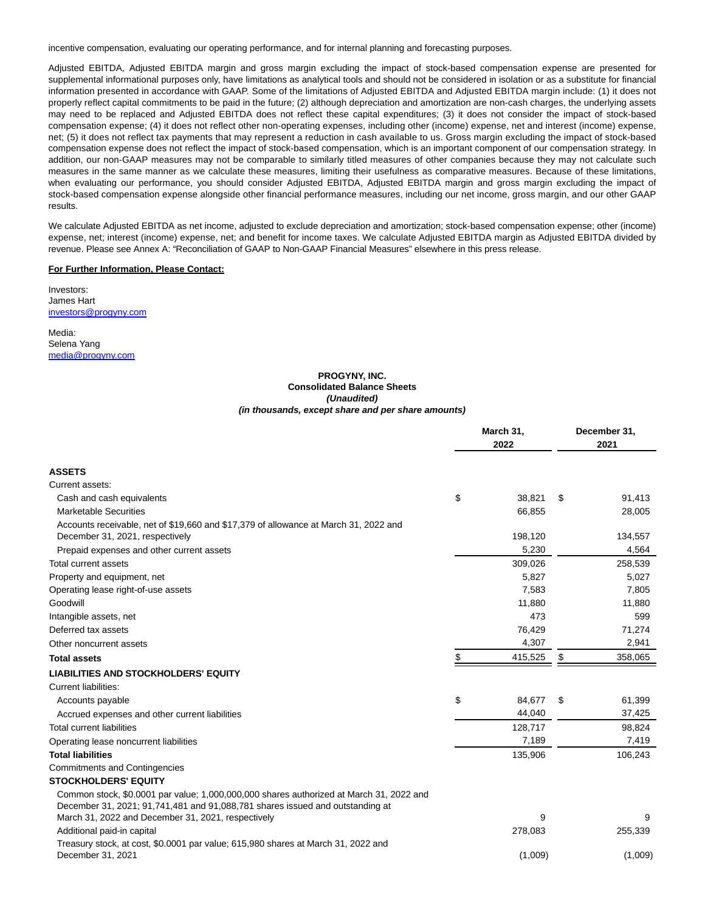incentive compensation, evaluating our operating performance, and for internal planning and forecasting purposes.

Adjusted EBITDA, Adjusted EBITDA margin and gross margin excluding the impact of stock-based compensation expense are presented for supplemental informational purposes only, have limitations as analytical tools and should not be considered in isolation or as a substitute for financial information presented in accordance with GAAP. Some of the limitations of Adjusted EBITDA and Adjusted EBITDA margin include: (1) it does not properly reflect capital commitments to be paid in the future; (2) although depreciation and amortization are non-cash charges, the underlying assets may need to be replaced and Adjusted EBITDA does not reflect these capital expenditures; (3) it does not consider the impact of stock-based compensation expense; (4) it does not reflect other non-operating expenses, including other (income) expense, net and interest (income) expense, net; (5) it does not reflect tax payments that may represent a reduction in cash available to us. Gross margin excluding the impact of stock-based compensation expense does not reflect the impact of stock-based compensation, which is an important component of our compensation strategy. In addition, our non-GAAP measures may not be comparable to similarly titled measures of other companies because they may not calculate such measures in the same manner as we calculate these measures, limiting their usefulness as comparative measures. Because of these limitations, when evaluating our performance, you should consider Adjusted EBITDA, Adjusted EBITDA margin and gross margin excluding the impact of stock-based compensation expense alongside other financial performance measures, including our net income, gross margin, and our other GAAP results.

We calculate Adjusted EBITDA as net income, adjusted to exclude depreciation and amortization; stock-based compensation expense; other (income) expense, net; interest (income) expense, net; and benefit for income taxes. We calculate Adjusted EBITDA margin as Adjusted EBITDA divided by revenue. Please see Annex A: "Reconciliation of GAAP to Non-GAAP Financial Measures" elsewhere in this press release.

**For Further Information, Please Contact:**

Investors:
James Hart
investors@progyny.com

Media:
Selena Yang
media@progyny.com

**PROGYNY, INC.**
**Consolidated Balance Sheets**
***(Unaudited)***
***(in thousands, except share and per share amounts)***

| | March 31, 2022 | December 31, 2021 |
|---|---|---|
| **ASSETS** | | |
| Current assets: | | |
| Cash and cash equivalents | $ 38,821 | $ 91,413 |
| Marketable Securities | 66,855 | 28,005 |
| Accounts receivable, net of $19,660 and $17,379 of allowance at March 31, 2022 and December 31, 2021, respectively | 198,120 | 134,557 |
| Prepaid expenses and other current assets | 5,230 | 4,564 |
| Total current assets | 309,026 | 258,539 |
| Property and equipment, net | 5,827 | 5,027 |
| Operating lease right-of-use assets | 7,583 | 7,805 |
| Goodwill | 11,880 | 11,880 |
| Intangible assets, net | 473 | 599 |
| Deferred tax assets | 76,429 | 71,274 |
| Other noncurrent assets | 4,307 | 2,941 |
| **Total assets** | $ 415,525 | $ 358,065 |
| **LIABILITIES AND STOCKHOLDERS' EQUITY** | | |
| Current liabilities: | | |
| Accounts payable | $ 84,677 | $ 61,399 |
| Accrued expenses and other current liabilities | 44,040 | 37,425 |
| Total current liabilities | 128,717 | 98,824 |
| Operating lease noncurrent liabilities | 7,189 | 7,419 |
| **Total liabilities** | 135,906 | 106,243 |
| Commitments and Contingencies | | |
| **STOCKHOLDERS' EQUITY** | | |
| Common stock, $0.0001 par value; 1,000,000,000 shares authorized at March 31, 2022 and December 31, 2021; 91,741,481 and 91,088,781 shares issued and outstanding at March 31, 2022 and December 31, 2021, respectively | 9 | 9 |
| Additional paid-in capital | 278,083 | 255,339 |
| Treasury stock, at cost, $0.0001 par value; 615,980 shares at March 31, 2022 and December 31, 2021 | (1,009) | (1,009) |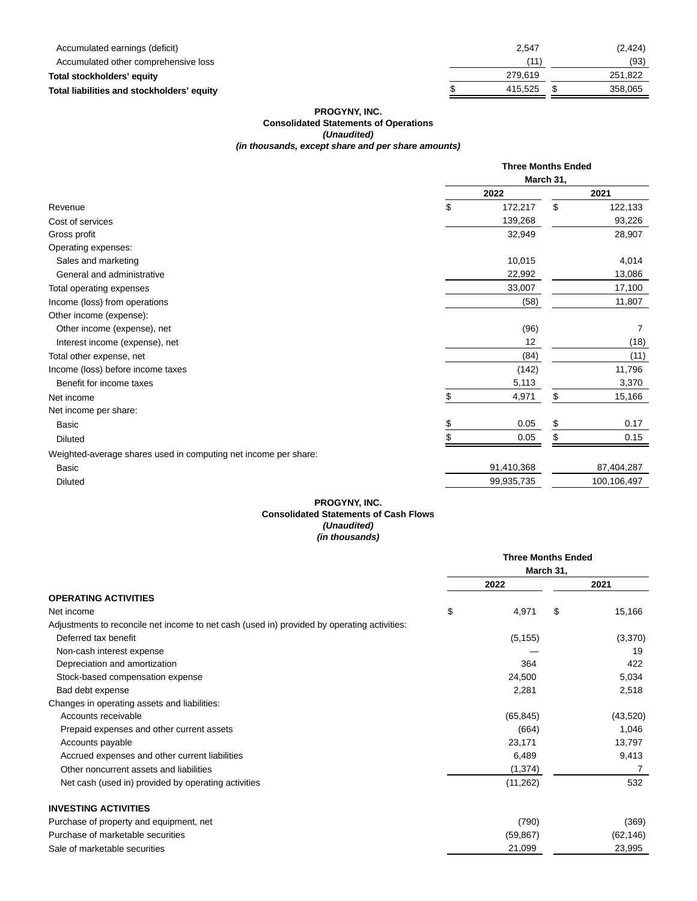| | 2022 | 2021 |
|---|---|---|
| Accumulated earnings (deficit) | 2,547 | (2,424) |
| Accumulated other comprehensive loss | (11) | (93) |
| **Total stockholders' equity** | 279,619 | 251,822 |
| **Total liabilities and stockholders' equity** | $ 415,525 | $ 358,065 |

**PROGYNY, INC.**
**Consolidated Statements of Operations**
***(Unaudited)***
***(in thousands, except share and per share amounts)***

| | Three Months Ended March 31, | |
|---|---|---|
| | 2022 | 2021 |
| Revenue | $ 172,217 | $ 122,133 |
| Cost of services | 139,268 | 93,226 |
| Gross profit | 32,949 | 28,907 |
| Operating expenses: | | |
| Sales and marketing | 10,015 | 4,014 |
| General and administrative | 22,992 | 13,086 |
| Total operating expenses | 33,007 | 17,100 |
| Income (loss) from operations | (58) | 11,807 |
| Other income (expense): | | |
| Other income (expense), net | (96) | 7 |
| Interest income (expense), net | 12 | (18) |
| Total other expense, net | (84) | (11) |
| Income (loss) before income taxes | (142) | 11,796 |
| Benefit for income taxes | 5,113 | 3,370 |
| Net income | $ 4,971 | $ 15,166 |
| Net income per share: | | |
| Basic | $ 0.05 | $ 0.17 |
| Diluted | $ 0.05 | $ 0.15 |
| Weighted-average shares used in computing net income per share: | | |
| Basic | 91,410,368 | 87,404,287 |
| Diluted | 99,935,735 | 100,106,497 |

**PROGYNY, INC.**
**Consolidated Statements of Cash Flows**
***(Unaudited)***
***(in thousands)***

| | Three Months Ended March 31, | |
|---|---|---|
| | 2022 | 2021 |
| **OPERATING ACTIVITIES** | | |
| Net income | $ 4,971 | $ 15,166 |
| Adjustments to reconcile net income to net cash (used in) provided by operating activities: | | |
| Deferred tax benefit | (5,155) | (3,370) |
| Non-cash interest expense | — | 19 |
| Depreciation and amortization | 364 | 422 |
| Stock-based compensation expense | 24,500 | 5,034 |
| Bad debt expense | 2,281 | 2,518 |
| Changes in operating assets and liabilities: | | |
| Accounts receivable | (65,845) | (43,520) |
| Prepaid expenses and other current assets | (664) | 1,046 |
| Accounts payable | 23,171 | 13,797 |
| Accrued expenses and other current liabilities | 6,489 | 9,413 |
| Other noncurrent assets and liabilities | (1,374) | 7 |
| Net cash (used in) provided by operating activities | (11,262) | 532 |
| **INVESTING ACTIVITIES** | | |
| Purchase of property and equipment, net | (790) | (369) |
| Purchase of marketable securities | (59,867) | (62,146) |
| Sale of marketable securities | 21,099 | 23,995 |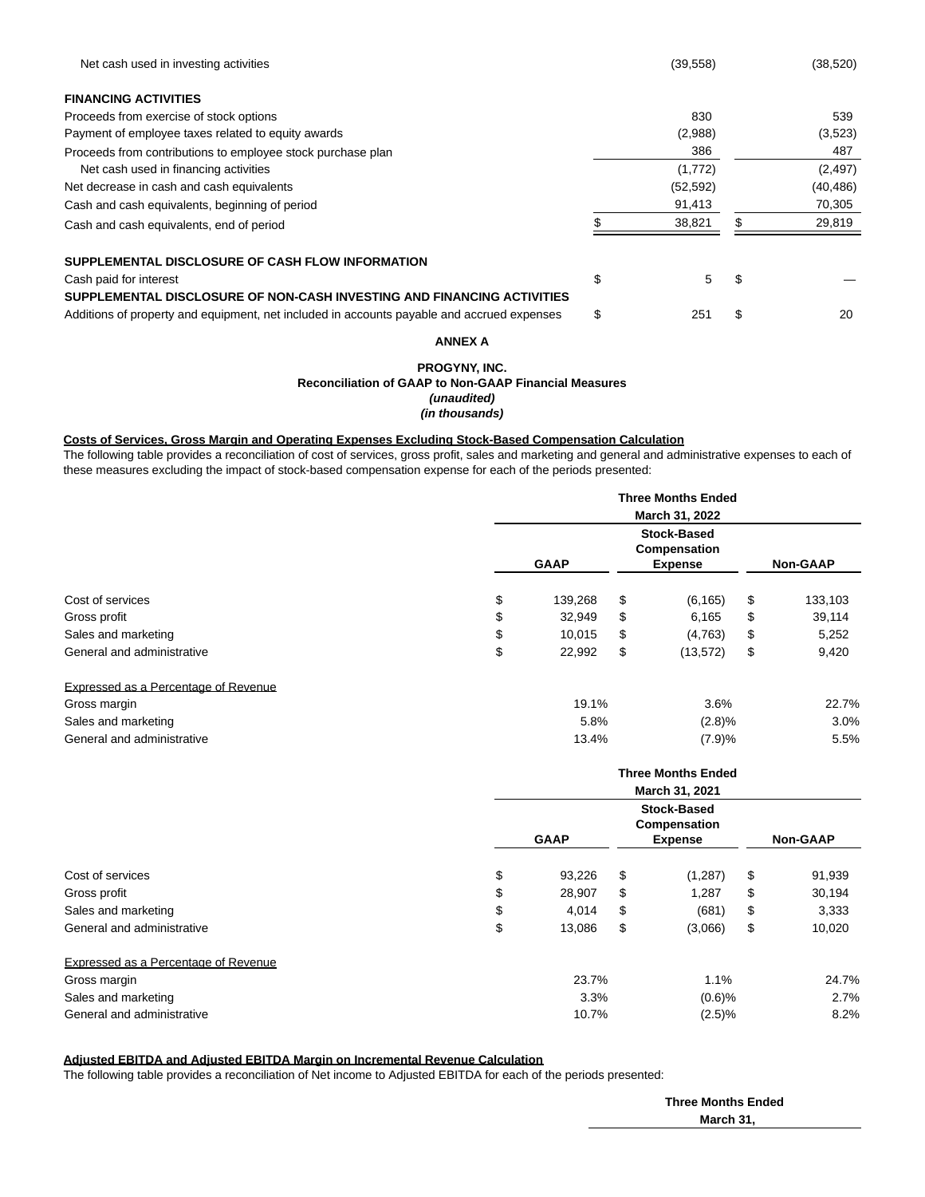| | | |
|---|---|---|
| Net cash used in investing activities | (39,558) | (38,520) |
| **FINANCING ACTIVITIES** | | |
| Proceeds from exercise of stock options | 830 | 539 |
| Payment of employee taxes related to equity awards | (2,988) | (3,523) |
| Proceeds from contributions to employee stock purchase plan | 386 | 487 |
| Net cash used in financing activities | (1,772) | (2,497) |
| Net decrease in cash and cash equivalents | (52,592) | (40,486) |
| Cash and cash equivalents, beginning of period | 91,413 | 70,305 |
| Cash and cash equivalents, end of period | $ 38,821 | $ 29,819 |
| | | |
| **SUPPLEMENTAL DISCLOSURE OF CASH FLOW INFORMATION** | | |
| Cash paid for interest | $ 5 | $ — |
| **SUPPLEMENTAL DISCLOSURE OF NON-CASH INVESTING AND FINANCING ACTIVITIES** | | |
| Additions of property and equipment, net included in accounts payable and accrued expenses | $ 251 | $ 20 |

**ANNEX A**

**PROGYNY, INC.**
**Reconciliation of GAAP to Non-GAAP Financial Measures**
***(unaudited)***
***(in thousands)***

**Costs of Services, Gross Margin and Operating Expenses Excluding Stock-Based Compensation Calculation**

The following table provides a reconciliation of cost of services, gross profit, sales and marketing and general and administrative expenses to each of these measures excluding the impact of stock-based compensation expense for each of the periods presented:

| | Three Months Ended March 31, 2022 | | |
|---|---|---|---|
| | GAAP | Stock-Based Compensation Expense | Non-GAAP |
| Cost of services | $ 139,268 | $ (6,165) | $ 133,103 |
| Gross profit | $ 32,949 | $ 6,165 | $ 39,114 |
| Sales and marketing | $ 10,015 | $ (4,763) | $ 5,252 |
| General and administrative | $ 22,992 | $ (13,572) | $ 9,420 |
| | | | |
| Expressed as a Percentage of Revenue | | | |
| Gross margin | 19.1% | 3.6% | 22.7% |
| Sales and marketing | 5.8% | (2.8)% | 3.0% |
| General and administrative | 13.4% | (7.9)% | 5.5% |

| | Three Months Ended March 31, 2021 | | |
|---|---|---|---|
| | GAAP | Stock-Based Compensation Expense | Non-GAAP |
| Cost of services | $ 93,226 | $ (1,287) | $ 91,939 |
| Gross profit | $ 28,907 | $ 1,287 | $ 30,194 |
| Sales and marketing | $ 4,014 | $ (681) | $ 3,333 |
| General and administrative | $ 13,086 | $ (3,066) | $ 10,020 |
| | | | |
| Expressed as a Percentage of Revenue | | | |
| Gross margin | 23.7% | 1.1% | 24.7% |
| Sales and marketing | 3.3% | (0.6)% | 2.7% |
| General and administrative | 10.7% | (2.5)% | 8.2% |

**Adjusted EBITDA and Adjusted EBITDA Margin on Incremental Revenue Calculation**

The following table provides a reconciliation of Net income to Adjusted EBITDA for each of the periods presented:

| | Three Months Ended March 31, |
|---|---|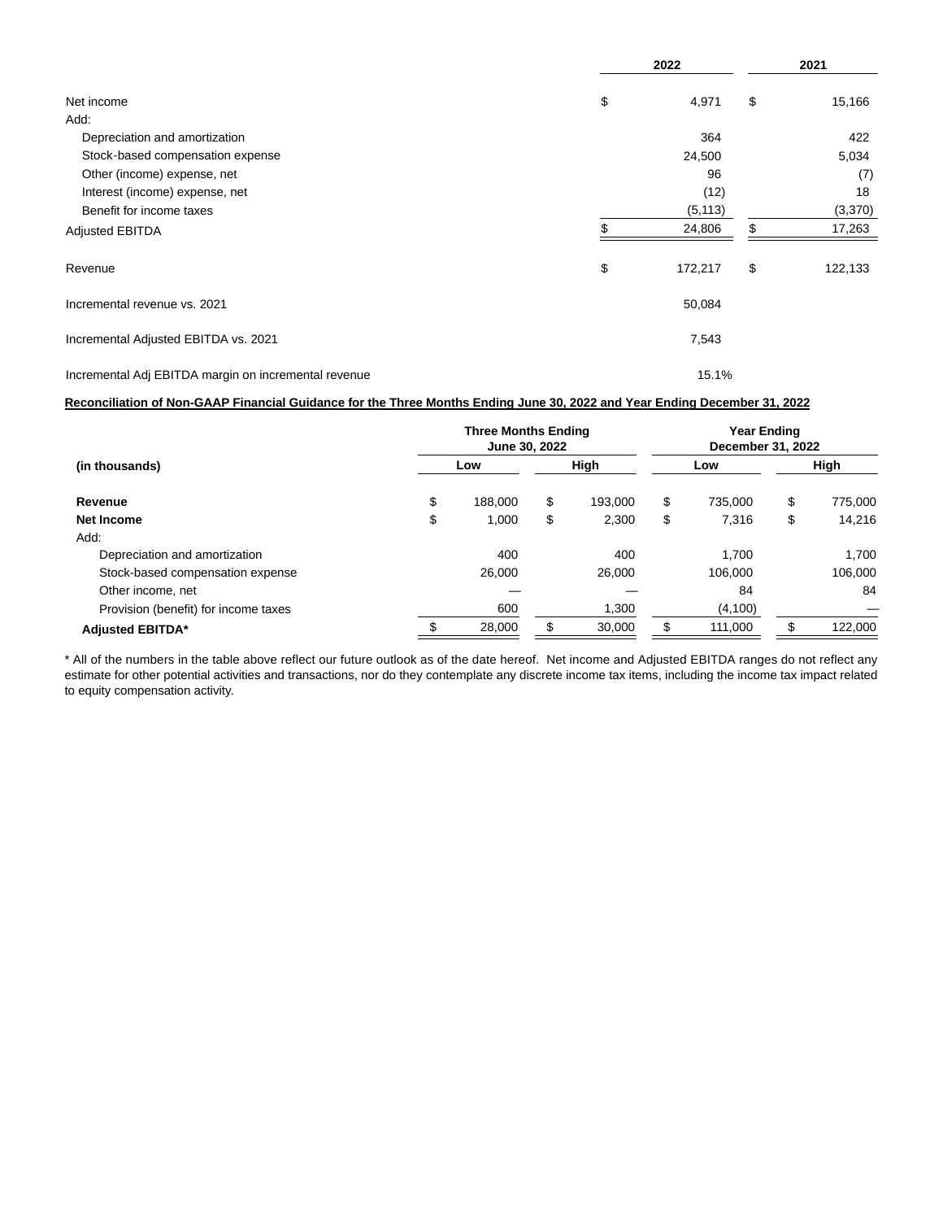| | 2022 | 2021 |
|---|---|---|
| Net income | $ 4,971 | $ 15,166 |
| Add: | | |
| Depreciation and amortization | 364 | 422 |
| Stock-based compensation expense | 24,500 | 5,034 |
| Other (income) expense, net | 96 | (7) |
| Interest (income) expense, net | (12) | 18 |
| Benefit for income taxes | (5,113) | (3,370) |
| Adjusted EBITDA | $ 24,806 | $ 17,263 |
| Revenue | $ 172,217 | $ 122,133 |
| Incremental revenue vs. 2021 | 50,084 | |
| Incremental Adjusted EBITDA vs. 2021 | 7,543 | |
| Incremental Adj EBITDA margin on incremental revenue | 15.1% | |

**Reconciliation of Non-GAAP Financial Guidance for the Three Months Ending June 30, 2022 and Year Ending December 31, 2022**

| | Three Months Ending June 30, 2022 | | Year Ending December 31, 2022 | |
|---|---|---|---|---|
| **(in thousands)** | Low | High | Low | High |
| **Revenue** | $ 188,000 | $ 193,000 | $ 735,000 | $ 775,000 |
| **Net Income** | $ 1,000 | $ 2,300 | $ 7,316 | $ 14,216 |
| Add: | | | | |
| Depreciation and amortization | 400 | 400 | 1,700 | 1,700 |
| Stock-based compensation expense | 26,000 | 26,000 | 106,000 | 106,000 |
| Other income, net | — | — | 84 | 84 |
| Provision (benefit) for income taxes | 600 | 1,300 | (4,100) | — |
| **Adjusted EBITDA*** | $ 28,000 | $ 30,000 | $ 111,000 | $ 122,000 |

* All of the numbers in the table above reflect our future outlook as of the date hereof. Net income and Adjusted EBITDA ranges do not reflect any estimate for other potential activities and transactions, nor do they contemplate any discrete income tax items, including the income tax impact related to equity compensation activity.